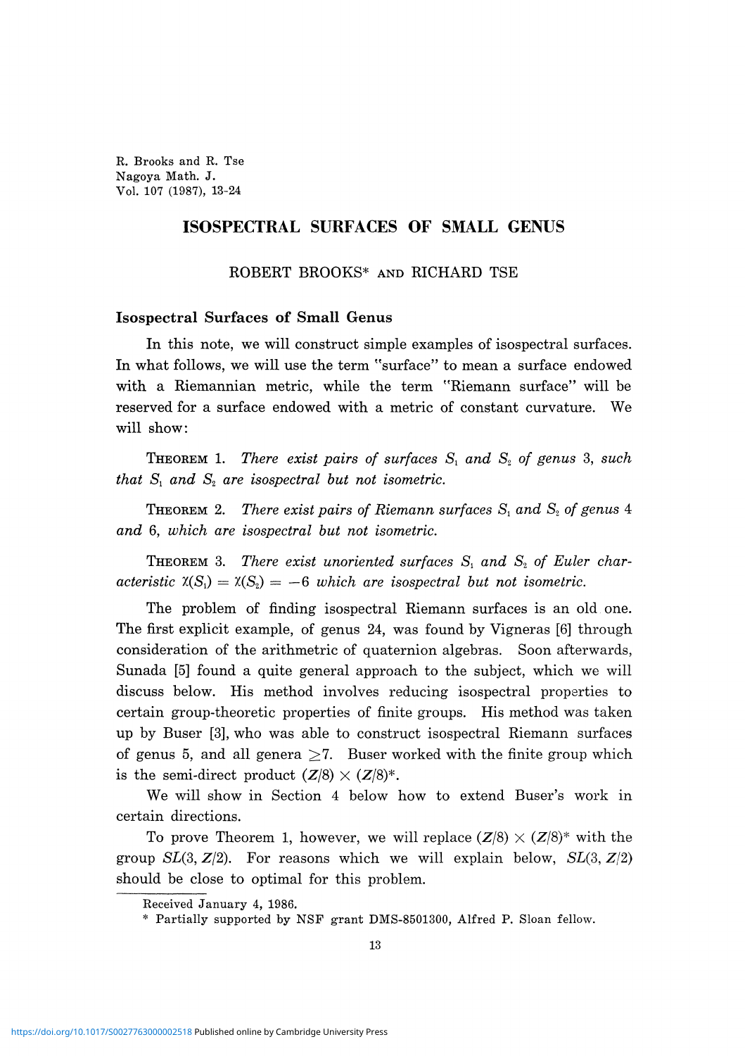# ISOSPECTRAL SURFACES OF SMALL GENUS

ROBERT BROOKS* AND RICHARD TSE

## Isospectral Surfaces of Small Genus

In this note, we will construct simple examples of isospectral surfaces. In what follows, we will use the term "surface" to mean a surface endowed with a Riemannian metric, while the term "Riemann surface" will be reserved for a surface endowed with a metric of constant curvature. We will show:

THEOREM 1. *There exist pairs of surfaces $S_1$ and $S_2$ of genus 3, such that $S_1$ and $S_2$ are isospectral but not isometric.*

THEOREM 2. *There exist pairs of Riemann surfaces $S_1$ and $S_2$ of genus 4 and 6, which are isospectral but not isometric.*

THEOREM 3. *There exist unoriented surfaces $S_1$ and $S_2$ of Euler characteristic $\chi(S_1) = \chi(S_2) = -6$ which are isospectral but not isometric.*

The problem of finding isospectral Riemann surfaces is an old one. The first explicit example, of genus 24, was found by Vigneras [6] through consideration of the arithmetic of quaternion algebras. Soon afterwards, Sunada [5] found a quite general approach to the subject, which we will discuss below. His method involves reducing isospectral properties to certain group-theoretic properties of finite groups. His method was taken up by Buser [3], who was able to construct isospectral Riemann surfaces of genus 5, and all genera $\geq 7$. Buser worked with the finite group which is the semi-direct product $(\boldsymbol{Z}/8) \times (\boldsymbol{Z}/8)^*$.

We will show in Section 4 below how to extend Buser's work in certain directions.

To prove Theorem 1, however, we will replace $(\boldsymbol{Z}/8) \times (\boldsymbol{Z}/8)^*$ with the group $SL(3, \boldsymbol{Z}/2)$. For reasons which we will explain below, $SL(3, \boldsymbol{Z}/2)$ should be close to optimal for this problem.

Received January 4, 1986.

\* Partially supported by NSF grant DMS-8501300, Alfred P. Sloan fellow.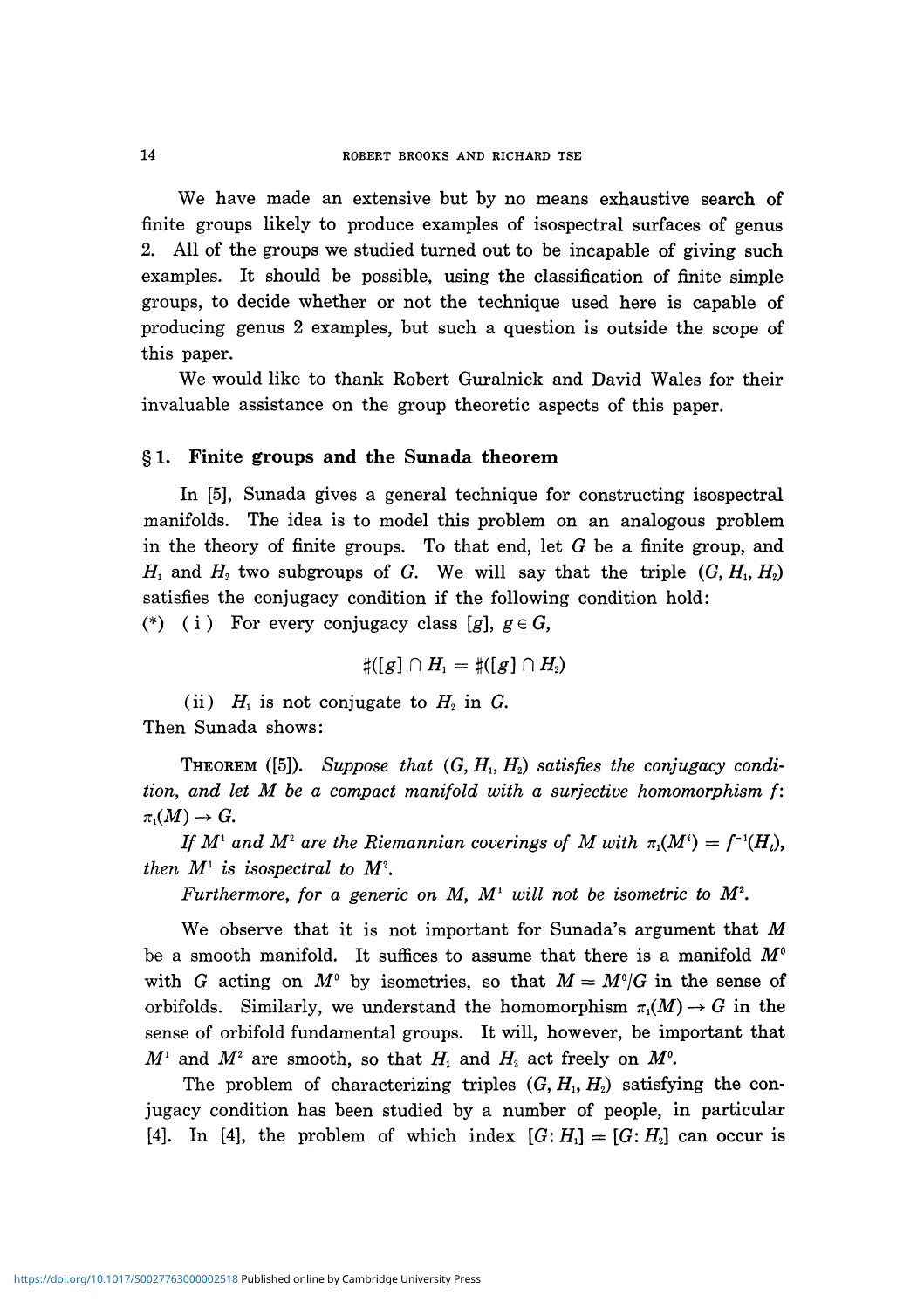We have made an extensive but by no means exhaustive search of finite groups likely to produce examples of isospectral surfaces of genus 2. All of the groups we studied turned out to be incapable of giving such examples. It should be possible, using the classification of finite simple groups, to decide whether or not the technique used here is capable of producing genus 2 examples, but such a question is outside the scope of this paper.

We would like to thank Robert Guralnick and David Wales for their invaluable assistance on the group theoretic aspects of this paper.

## § 1. Finite groups and the Sunada theorem

In [5], Sunada gives a general technique for constructing isospectral manifolds. The idea is to model this problem on an analogous problem in the theory of finite groups. To that end, let $G$ be a finite group, and $H_1$ and $H_2$ two subgroups of $G$. We will say that the triple $(G, H_1, H_2)$ satisfies the conjugacy condition if the following condition hold:

(*) (i) For every conjugacy class $[g]$, $g \in G$,

$$\#([g] \cap H_1 = \#([g] \cap H_2)$$

(ii) $H_1$ is not conjugate to $H_2$ in $G$.

Then Sunada shows:

THEOREM ([5]). *Suppose that $(G, H_1, H_2)$ satisfies the conjugacy condition, and let $M$ be a compact manifold with a surjective homomorphism $f$: $\pi_1(M) \to G$.*

*If $M^1$ and $M^2$ are the Riemannian coverings of $M$ with $\pi_1(M^i) = f^{-1}(H_i)$, then $M^1$ is isospectral to $M^2$.*

*Furthermore, for a generic on $M$, $M^1$ will not be isometric to $M^2$.*

We observe that it is not important for Sunada's argument that $M$ be a smooth manifold. It suffices to assume that there is a manifold $M^0$ with $G$ acting on $M^0$ by isometries, so that $M = M^0/G$ in the sense of orbifolds. Similarly, we understand the homomorphism $\pi_1(M) \to G$ in the sense of orbifold fundamental groups. It will, however, be important that $M^1$ and $M^2$ are smooth, so that $H_1$ and $H_2$ act freely on $M^0$.

The problem of characterizing triples $(G, H_1, H_2)$ satisfying the conjugacy condition has been studied by a number of people, in particular [4]. In [4], the problem of which index $[G: H_1] = [G: H_2]$ can occur is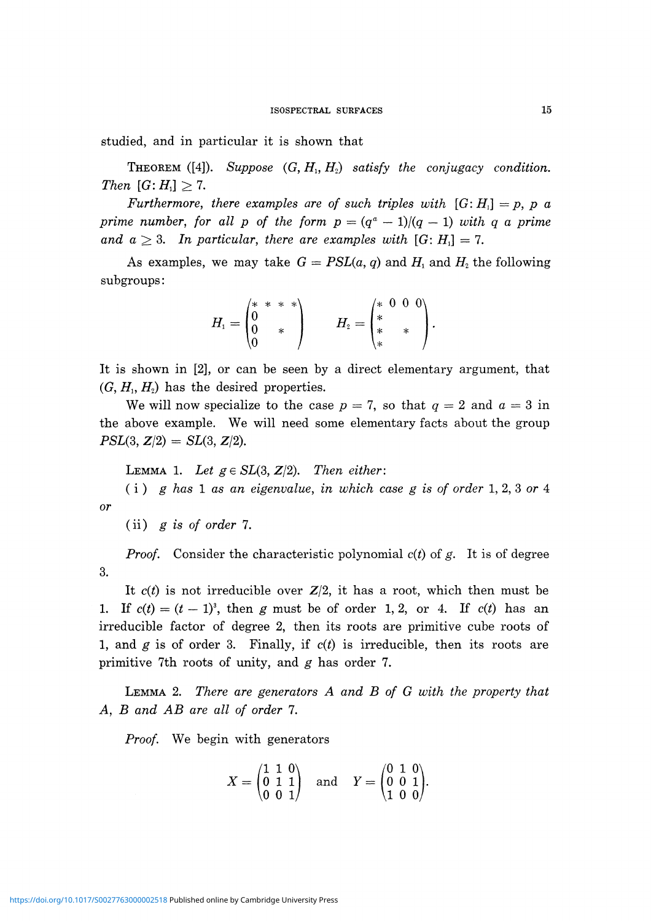studied, and in particular it is shown that

THEOREM ([4]). *Suppose* $(G, H_1, H_2)$ *satisfy the conjugacy condition. Then* $[G: H_1] \geq 7$.

*Furthermore, there examples are of such triples with* $[G: H_1] = p$, *p a prime number, for all p of the form* $p = (q^a - 1)/(q - 1)$ *with q a prime and* $a \geq 3$. *In particular, there are examples with* $[G: H_1] = 7$.

As examples, we may take $G = PSL(a, q)$ and $H_1$ and $H_2$ the following subgroups:

$$H_1 = \begin{pmatrix} * & * & * & * \\ 0 & & & \\ 0 & & * & \\ 0 & & & \end{pmatrix} \qquad H_2 = \begin{pmatrix} * & 0 & 0 & 0 \\ * & & & \\ * & & * & \\ * & & & \end{pmatrix}.$$

It is shown in [2], or can be seen by a direct elementary argument, that $(G, H_1, H_2)$ has the desired properties.

We will now specialize to the case $p = 7$, so that $q = 2$ and $a = 3$ in the above example. We will need some elementary facts about the group $PSL(3, Z/2) = SL(3, Z/2)$.

LEMMA 1. *Let* $g \in SL(3, Z/2)$. *Then either*:

(i) *g has* 1 *as an eigenvalue, in which case g is of order* 1, 2, 3 *or* 4 *or*

(ii) *g is of order* 7.

*Proof.* Consider the characteristic polynomial $c(t)$ of $g$. It is of degree 3.

It $c(t)$ is not irreducible over $Z/2$, it has a root, which then must be 1. If $c(t) = (t - 1)^3$, then $g$ must be of order 1, 2, or 4. If $c(t)$ has an irreducible factor of degree 2, then its roots are primitive cube roots of 1, and $g$ is of order 3. Finally, if $c(t)$ is irreducible, then its roots are primitive 7th roots of unity, and $g$ has order 7.

LEMMA 2. *There are generators A and B of G with the property that A, B and AB are all of order* 7.

*Proof.* We begin with generators

$$X = \begin{pmatrix} 1 & 1 & 0 \\ 0 & 1 & 1 \\ 0 & 0 & 1 \end{pmatrix} \quad \text{and} \quad Y = \begin{pmatrix} 0 & 1 & 0 \\ 0 & 0 & 1 \\ 1 & 0 & 0 \end{pmatrix}.$$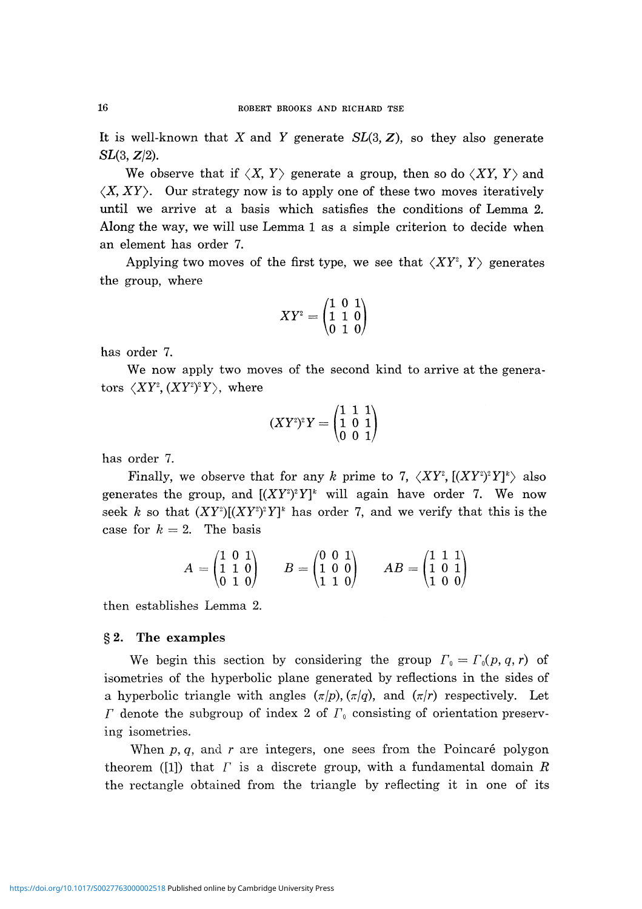It is well-known that $X$ and $Y$ generate $SL(3, \mathbf{Z})$, so they also generate $SL(3, \mathbf{Z}/2)$.

We observe that if $\langle X, Y\rangle$ generate a group, then so do $\langle XY, Y\rangle$ and $\langle X, XY\rangle$. Our strategy now is to apply one of these two moves iteratively until we arrive at a basis which satisfies the conditions of Lemma 2. Along the way, we will use Lemma 1 as a simple criterion to decide when an element has order 7.

Applying two moves of the first type, we see that $\langle XY^2, Y\rangle$ generates the group, where

$$XY^2 = \begin{pmatrix} 1 & 0 & 1 \\ 1 & 1 & 0 \\ 0 & 1 & 0 \end{pmatrix}$$

has order 7.

We now apply two moves of the second kind to arrive at the generators $\langle XY^2, (XY^2)^2 Y\rangle$, where

$$(XY^2)^2 Y = \begin{pmatrix} 1 & 1 & 1 \\ 1 & 0 & 1 \\ 0 & 0 & 1 \end{pmatrix}$$

has order 7.

Finally, we observe that for any $k$ prime to 7, $\langle XY^2, [(XY^2)^2 Y]^k\rangle$ also generates the group, and $[(XY^2)^2 Y]^k$ will again have order 7. We now seek $k$ so that $(XY^2)[(XY^2)^2 Y]^k$ has order 7, and we verify that this is the case for $k = 2$. The basis

$$A = \begin{pmatrix} 1 & 0 & 1 \\ 1 & 1 & 0 \\ 0 & 1 & 0 \end{pmatrix} \qquad B = \begin{pmatrix} 0 & 0 & 1 \\ 1 & 0 & 0 \\ 1 & 1 & 0 \end{pmatrix} \qquad AB = \begin{pmatrix} 1 & 1 & 1 \\ 1 & 0 & 1 \\ 1 & 0 & 0 \end{pmatrix}$$

then establishes Lemma 2.

## § 2. The examples

We begin this section by considering the group $\Gamma_0 = \Gamma_0(p, q, r)$ of isometries of the hyperbolic plane generated by reflections in the sides of a hyperbolic triangle with angles $(\pi/p)$, $(\pi/q)$, and $(\pi/r)$ respectively. Let $\Gamma$ denote the subgroup of index 2 of $\Gamma_0$ consisting of orientation preserving isometries.

When $p$, $q$, and $r$ are integers, one sees from the Poincaré polygon theorem ([1]) that $\Gamma$ is a discrete group, with a fundamental domain $R$ the rectangle obtained from the triangle by reflecting it in one of its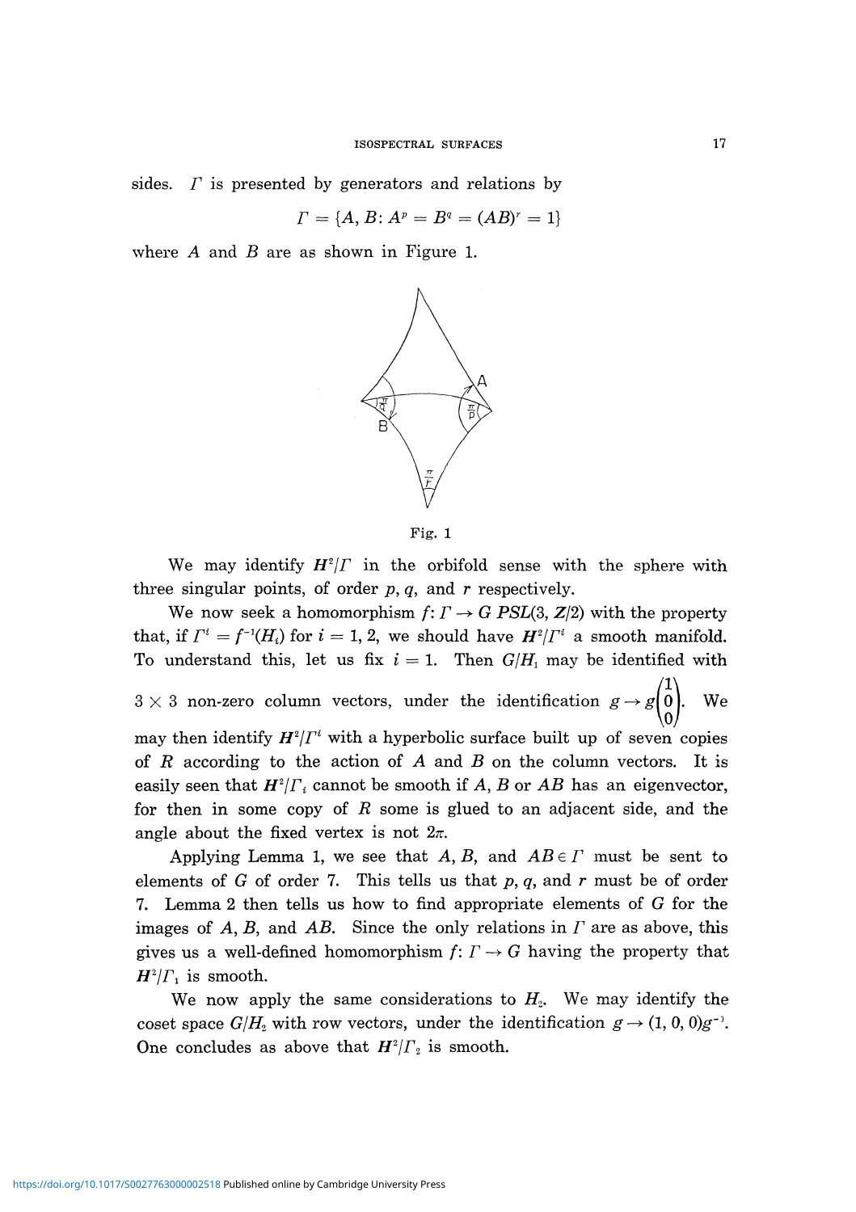sides. $\Gamma$ is presented by generators and relations by

$$\Gamma = \{A, B \colon A^p = B^q = (AB)^r = 1\}$$

where $A$ and $B$ are as shown in Figure 1.

Fig. 1

We may identify $\boldsymbol{H}^2/\Gamma$ in the orbifold sense with the sphere with three singular points, of order $p$, $q$, and $r$ respectively.

We now seek a homomorphism $f \colon \Gamma \to G\ PSL(3, \boldsymbol{Z}/2)$ with the property that, if $\Gamma^i = f^{-1}(H_i)$ for $i = 1, 2$, we should have $\boldsymbol{H}^2/\Gamma^i$ a smooth manifold. To understand this, let us fix $i = 1$. Then $G/H_1$ may be identified with $3 \times 3$ non-zero column vectors, under the identification $g \to g\begin{pmatrix}1\\0\\0\end{pmatrix}$. We may then identify $\boldsymbol{H}^2/\Gamma^i$ with a hyperbolic surface built up of seven copies of $R$ according to the action of $A$ and $B$ on the column vectors. It is easily seen that $\boldsymbol{H}^2/\Gamma_i$ cannot be smooth if $A$, $B$ or $AB$ has an eigenvector, for then in some copy of $R$ some is glued to an adjacent side, and the angle about the fixed vertex is not $2\pi$.

Applying Lemma 1, we see that $A$, $B$, and $AB \in \Gamma$ must be sent to elements of $G$ of order 7. This tells us that $p$, $q$, and $r$ must be of order 7. Lemma 2 then tells us how to find appropriate elements of $G$ for the images of $A$, $B$, and $AB$. Since the only relations in $\Gamma$ are as above, this gives us a well-defined homomorphism $f \colon \Gamma \to G$ having the property that $\boldsymbol{H}^2/\Gamma_1$ is smooth.

We now apply the same considerations to $H_2$. We may identify the coset space $G/H_2$ with row vectors, under the identification $g \to (1, 0, 0)g^{-1}$. One concludes as above that $\boldsymbol{H}^2/\Gamma_2$ is smooth.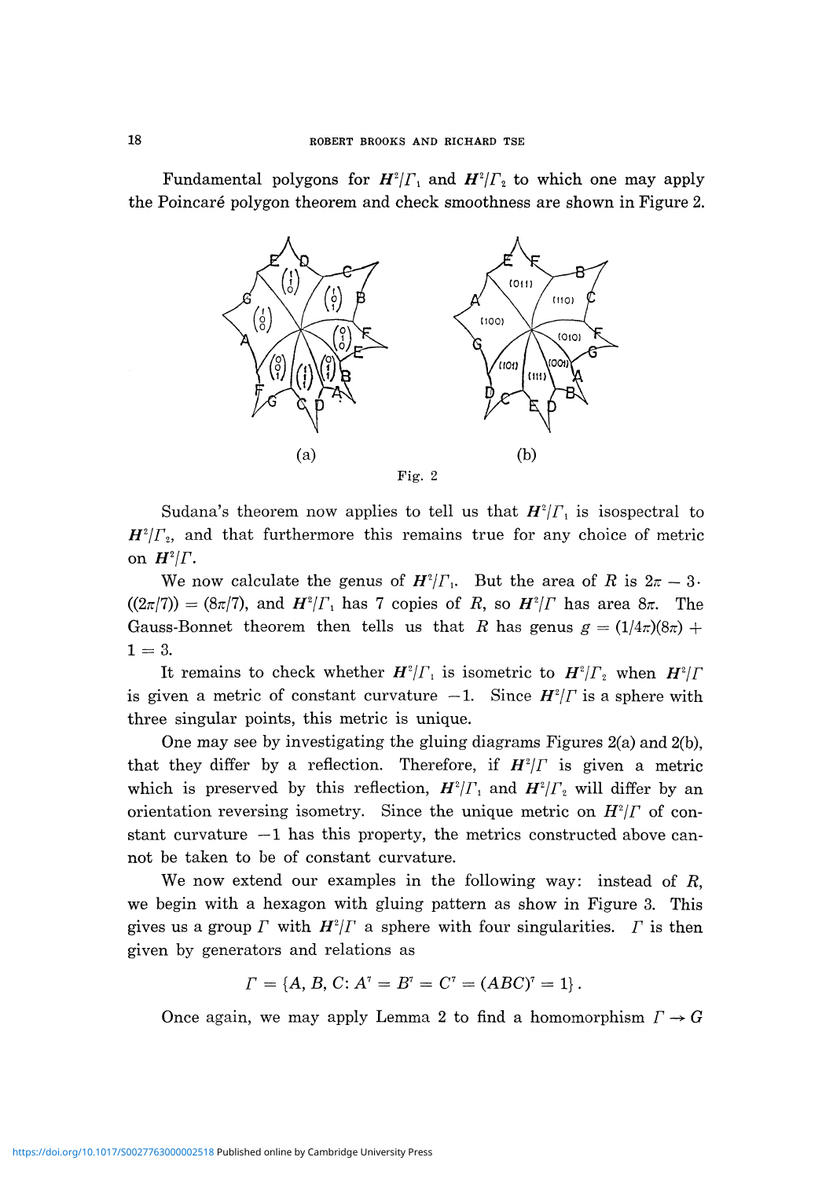Fundamental polygons for $H^2/\Gamma_1$ and $H^2/\Gamma_2$ to which one may apply the Poincaré polygon theorem and check smoothness are shown in Figure 2.

(a) (b)

Fig. 2

Sudana's theorem now applies to tell us that $H^2/\Gamma_1$ is isospectral to $H^2/\Gamma_2$, and that furthermore this remains true for any choice of metric on $H^2/\Gamma$.

We now calculate the genus of $H^2/\Gamma_1$. But the area of $R$ is $2\pi - 3\cdot((2\pi/7)) = (8\pi/7)$, and $H^2/\Gamma_1$ has 7 copies of $R$, so $H^2/\Gamma$ has area $8\pi$. The Gauss-Bonnet theorem then tells us that $R$ has genus $g = (1/4\pi)(8\pi) + 1 = 3$.

It remains to check whether $H^2/\Gamma_1$ is isometric to $H^2/\Gamma_2$ when $H^2/\Gamma$ is given a metric of constant curvature $-1$. Since $H^2/\Gamma$ is a sphere with three singular points, this metric is unique.

One may see by investigating the gluing diagrams Figures 2(a) and 2(b), that they differ by a reflection. Therefore, if $H^2/\Gamma$ is given a metric which is preserved by this reflection, $H^2/\Gamma_1$ and $H^2/\Gamma_2$ will differ by an orientation reversing isometry. Since the unique metric on $H^2/\Gamma$ of constant curvature $-1$ has this property, the metrics constructed above cannot be taken to be of constant curvature.

We now extend our examples in the following way: instead of $R$, we begin with a hexagon with gluing pattern as show in Figure 3. This gives us a group $\Gamma$ with $H^2/\Gamma$ a sphere with four singularities. $\Gamma$ is then given by generators and relations as

$$\Gamma = \{A, B, C\colon A^7 = B^7 = C^7 = (ABC)^7 = 1\}.$$

Once again, we may apply Lemma 2 to find a homomorphism $\Gamma \to G$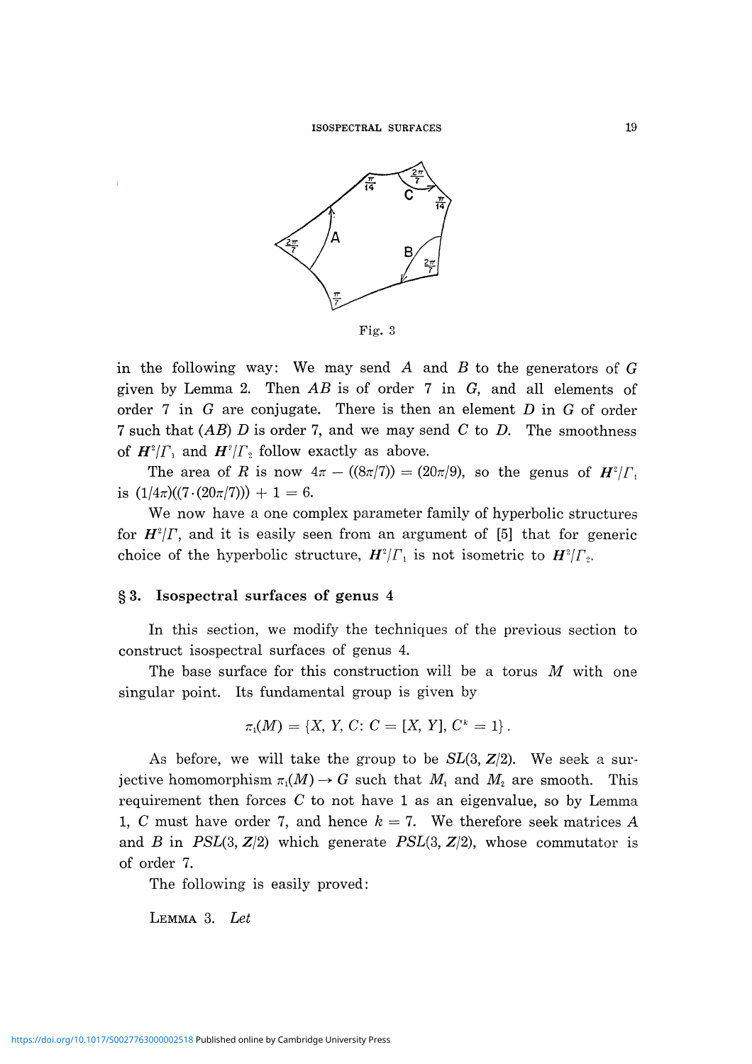Fig. 3

in the following way: We may send $A$ and $B$ to the generators of $G$ given by Lemma 2. Then $AB$ is of order 7 in $G$, and all elements of order 7 in $G$ are conjugate. There is then an element $D$ in $G$ of order 7 such that $(AB)\,D$ is order 7, and we may send $C$ to $D$. The smoothness of $\boldsymbol{H}^2/\Gamma_1$ and $\boldsymbol{H}^2/\Gamma_2$ follow exactly as above.

The area of $R$ is now $4\pi - ((8\pi/7)) = (20\pi/9)$, so the genus of $\boldsymbol{H}^2/\Gamma_1$ is $(1/4\pi)((7\cdot(20\pi/7))) + 1 = 6$.

We now have a one complex parameter family of hyperbolic structures for $\boldsymbol{H}^2/\Gamma$, and it is easily seen from an argument of [5] that for generic choice of the hyperbolic structure, $\boldsymbol{H}^2/\Gamma_1$ is not isometric to $\boldsymbol{H}^2/\Gamma_2$.

## § 3. Isospectral surfaces of genus 4

In this section, we modify the techniques of the previous section to construct isospectral surfaces of genus 4.

The base surface for this construction will be a torus $M$ with one singular point. Its fundamental group is given by

$$\pi_1(M) = \{X, Y, C: C = [X, Y], C^k = 1\}.$$

As before, we will take the group to be $SL(3, \boldsymbol{Z}/2)$. We seek a surjective homomorphism $\pi_1(M) \to G$ such that $M_1$ and $M_2$ are smooth. This requirement then forces $C$ to not have 1 as an eigenvalue, so by Lemma 1, $C$ must have order 7, and hence $k = 7$. We therefore seek matrices $A$ and $B$ in $PSL(3, \boldsymbol{Z}/2)$ which generate $PSL(3, \boldsymbol{Z}/2)$, whose commutator is of order 7.

The following is easily proved:

LEMMA 3. *Let*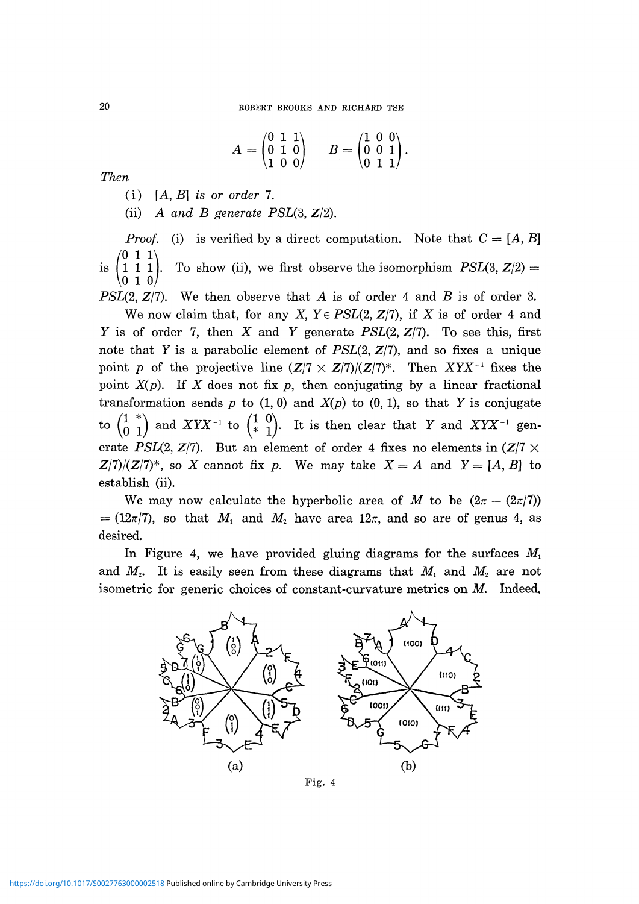$$A = \begin{pmatrix} 0 & 1 & 1 \\ 0 & 1 & 0 \\ 1 & 0 & 0 \end{pmatrix} \qquad B = \begin{pmatrix} 1 & 0 & 0 \\ 0 & 0 & 1 \\ 0 & 1 & 1 \end{pmatrix}.$$

*Then*

(i) $[A, B]$ *is or order* 7.

(ii) $A$ *and* $B$ *generate* $PSL(3, Z/2)$.

*Proof.* (i) is verified by a direct computation. Note that $C = [A, B]$ is $\begin{pmatrix} 0 & 1 & 1 \\ 1 & 1 & 1 \\ 0 & 1 & 0 \end{pmatrix}$. To show (ii), we first observe the isomorphism $PSL(3, Z/2) = PSL(2, Z/7)$. We then observe that $A$ is of order 4 and $B$ is of order 3.

We now claim that, for any $X, Y \in PSL(2, Z/7)$, if $X$ is of order 4 and $Y$ is of order 7, then $X$ and $Y$ generate $PSL(2, Z/7)$. To see this, first note that $Y$ is a parabolic element of $PSL(2, Z/7)$, and so fixes a unique point $p$ of the projective line $(Z/7 \times Z/7)/(Z/7)^*$. Then $XYX^{-1}$ fixes the point $X(p)$. If $X$ does not fix $p$, then conjugating by a linear fractional transformation sends $p$ to $(1, 0)$ and $X(p)$ to $(0, 1)$, so that $Y$ is conjugate to $\begin{pmatrix} 1 & * \\ 0 & 1 \end{pmatrix}$ and $XYX^{-1}$ to $\begin{pmatrix} 1 & 0 \\ * & 1 \end{pmatrix}$. It is then clear that $Y$ and $XYX^{-1}$ generate $PSL(2, Z/7)$. But an element of order 4 fixes no elements in $(Z/7 \times Z/7)/(Z/7)^*$, so $X$ cannot fix $p$. We may take $X = A$ and $Y = [A, B]$ to establish (ii).

We may now calculate the hyperbolic area of $M$ to be $(2\pi - (2\pi/7)) = (12\pi/7)$, so that $M_1$ and $M_2$ have area $12\pi$, and so are of genus 4, as desired.

In Figure 4, we have provided gluing diagrams for the surfaces $M_1$ and $M_2$. It is easily seen from these diagrams that $M_1$ and $M_2$ are not isometric for generic choices of constant-curvature metrics on $M$. Indeed,

Fig. 4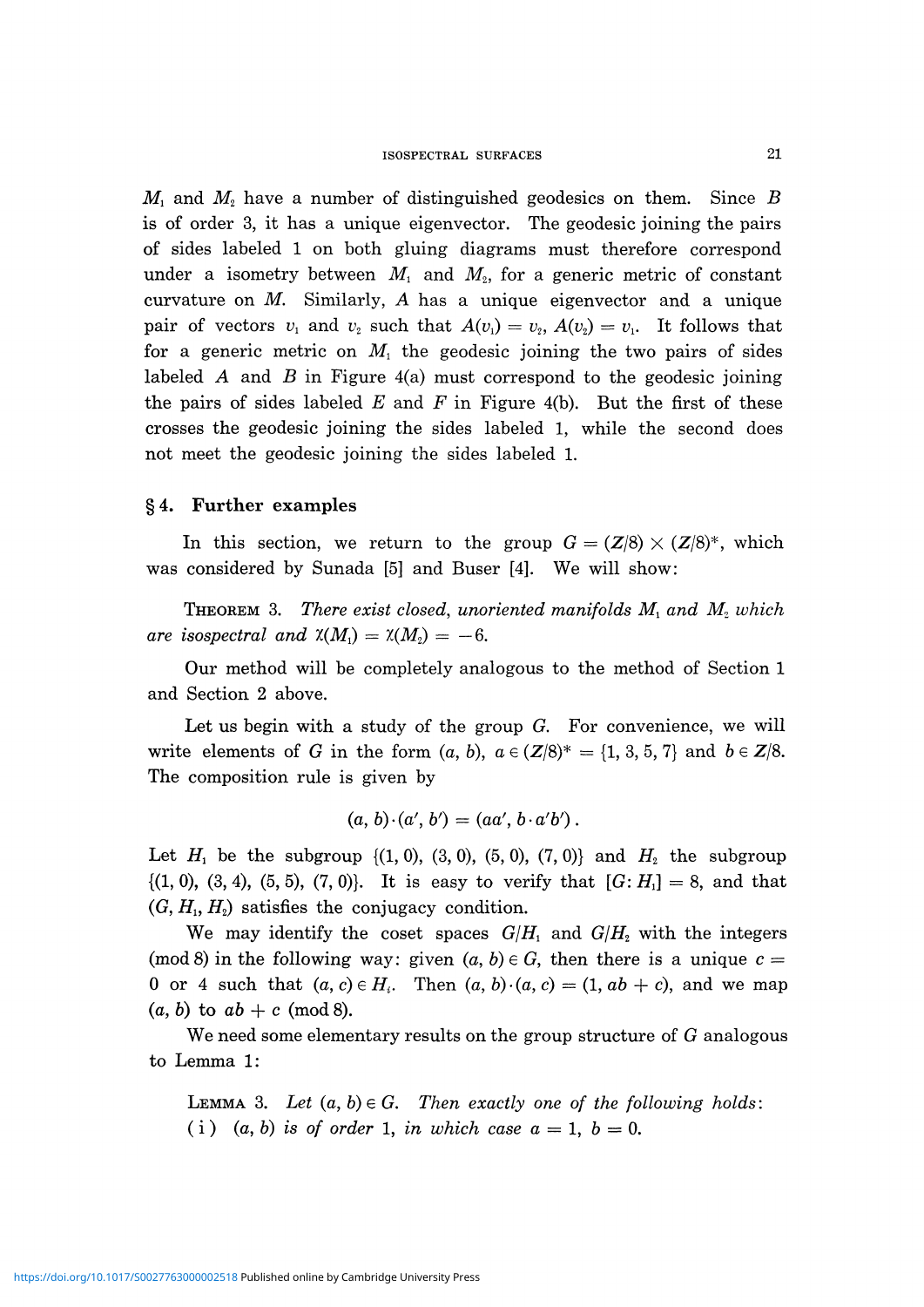$M_1$ and $M_2$ have a number of distinguished geodesics on them. Since $B$ is of order 3, it has a unique eigenvector. The geodesic joining the pairs of sides labeled 1 on both gluing diagrams must therefore correspond under a isometry between $M_1$ and $M_2$, for a generic metric of constant curvature on $M$. Similarly, $A$ has a unique eigenvector and a unique pair of vectors $v_1$ and $v_2$ such that $A(v_1) = v_2$, $A(v_2) = v_1$. It follows that for a generic metric on $M_1$ the geodesic joining the two pairs of sides labeled $A$ and $B$ in Figure 4(a) must correspond to the geodesic joining the pairs of sides labeled $E$ and $F$ in Figure 4(b). But the first of these crosses the geodesic joining the sides labeled 1, while the second does not meet the geodesic joining the sides labeled 1.

## § 4. Further examples

In this section, we return to the group $G = (\mathbf{Z}/8) \times (\mathbf{Z}/8)^*$, which was considered by Sunada [5] and Buser [4]. We will show:

THEOREM 3. *There exist closed, unoriented manifolds $M_1$ and $M_2$ which are isospectral and $\chi(M_1) = \chi(M_2) = -6$.*

Our method will be completely analogous to the method of Section 1 and Section 2 above.

Let us begin with a study of the group $G$. For convenience, we will write elements of $G$ in the form $(a, b)$, $a \in (\mathbf{Z}/8)^* = \{1, 3, 5, 7\}$ and $b \in \mathbf{Z}/8$. The composition rule is given by

$$(a, b) \cdot (a', b') = (aa', b \cdot a'b') .$$

Let $H_1$ be the subgroup $\{(1, 0), (3, 0), (5, 0), (7, 0)\}$ and $H_2$ the subgroup $\{(1, 0), (3, 4), (5, 5), (7, 0)\}$. It is easy to verify that $[G: H_1] = 8$, and that $(G, H_1, H_2)$ satisfies the conjugacy condition.

We may identify the coset spaces $G/H_1$ and $G/H_2$ with the integers (mod 8) in the following way: given $(a, b) \in G$, then there is a unique $c = 0$ or 4 such that $(a, c) \in H_i$. Then $(a, b) \cdot (a, c) = (1, ab + c)$, and we map $(a, b)$ to $ab + c$ (mod 8).

We need some elementary results on the group structure of $G$ analogous to Lemma 1:

LEMMA 3. *Let $(a, b) \in G$. Then exactly one of the following holds*:
(i) *$(a, b)$ is of order 1, in which case $a = 1$, $b = 0$.*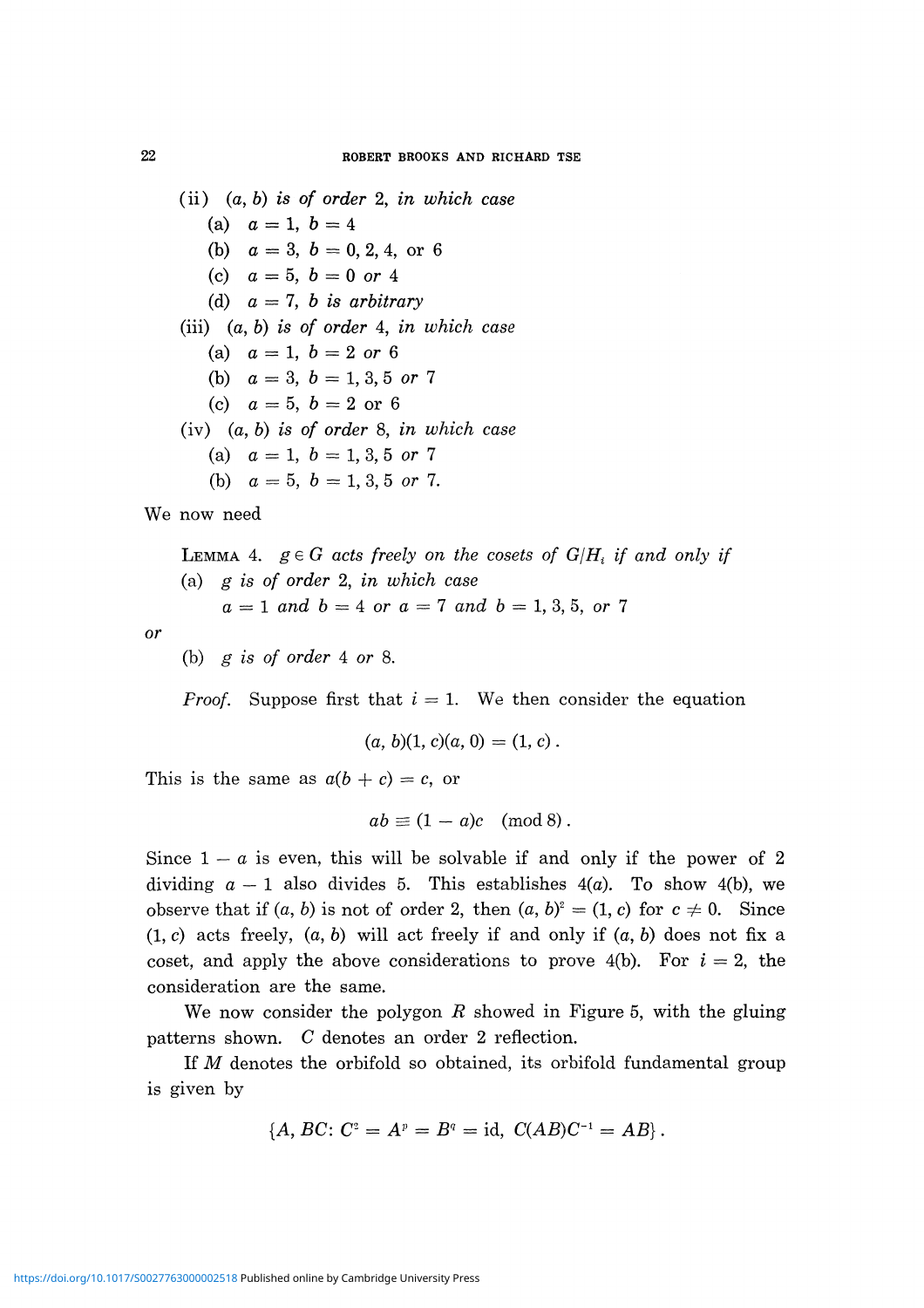(ii) $(a, b)$ *is of order* 2, *in which case*

(a) $a = 1,\ b = 4$

(b) $a = 3,\ b = 0, 2, 4,$ or $6$

(c) $a = 5,\ b = 0$ *or* $4$

(d) $a = 7,\ b$ *is arbitrary*

(iii) $(a, b)$ *is of order* 4, *in which case*

(a) $a = 1,\ b = 2$ *or* $6$

(b) $a = 3,\ b = 1, 3, 5$ *or* $7$

(c) $a = 5,\ b = 2$ or $6$

(iv) $(a, b)$ *is of order* 8, *in which case*

(a) $a = 1,\ b = 1, 3, 5$ *or* $7$

(b) $a = 5,\ b = 1, 3, 5$ *or* $7$.

We now need

LEMMA 4. *$g \in G$ acts freely on the cosets of $G/H_i$ if and only if*

(a) *$g$ is of order* 2, *in which case*

$a = 1$ *and* $b = 4$ *or* $a = 7$ *and* $b = 1, 3, 5,$ *or* $7$

*or*

(b) *$g$ is of order* 4 *or* 8.

*Proof.* Suppose first that $i = 1$. We then consider the equation

$$(a, b)(1, c)(a, 0) = (1, c) .$$

This is the same as $a(b + c) = c$, or

$$ab \equiv (1 - a)c \pmod 8 .$$

Since $1 - a$ is even, this will be solvable if and only if the power of 2 dividing $a - 1$ also divides 5. This establishes 4(*a*). To show 4(b), we observe that if $(a, b)$ is not of order 2, then $(a, b)^2 = (1, c)$ for $c \neq 0$. Since $(1, c)$ acts freely, $(a, b)$ will act freely if and only if $(a, b)$ does not fix a coset, and apply the above considerations to prove 4(b). For $i = 2$, the consideration are the same.

We now consider the polygon $R$ showed in Figure 5, with the gluing patterns shown. $C$ denotes an order 2 reflection.

If $M$ denotes the orbifold so obtained, its orbifold fundamental group is given by

$$\{A, BC \colon C^2 = A^p = B^q = \mathrm{id},\ C(AB)C^{-1} = AB\} .$$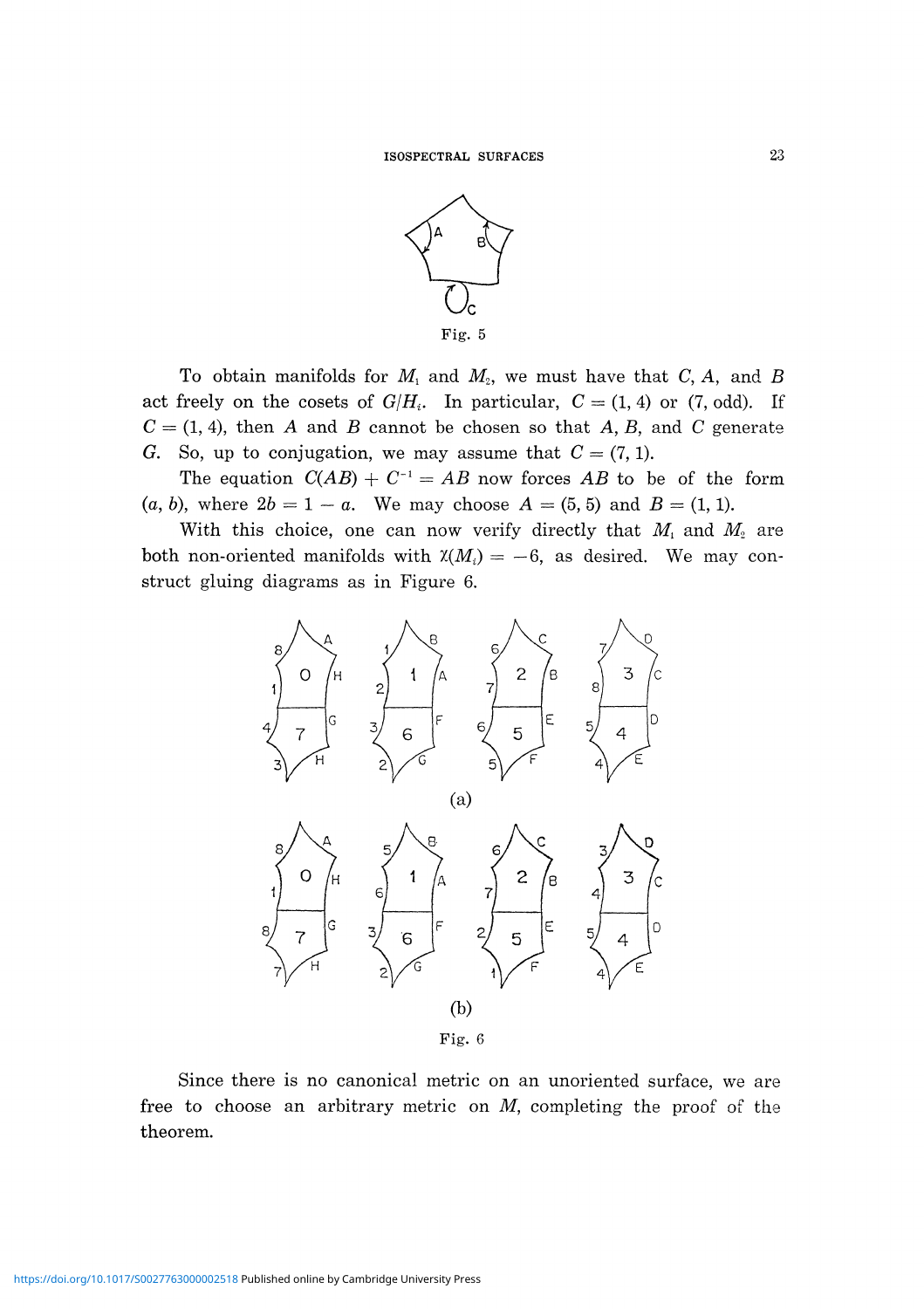Fig. 5

To obtain manifolds for $M_1$ and $M_2$, we must have that $C$, $A$, and $B$ act freely on the cosets of $G/H_i$. In particular, $C = (1, 4)$ or $(7, \text{odd})$. If $C = (1, 4)$, then $A$ and $B$ cannot be chosen so that $A$, $B$, and $C$ generate $G$. So, up to conjugation, we may assume that $C = (7, 1)$.

The equation $C(AB) + C^{-1} = AB$ now forces $AB$ to be of the form $(a, b)$, where $2b = 1 - a$. We may choose $A = (5, 5)$ and $B = (1, 1)$.

With this choice, one can now verify directly that $M_1$ and $M_2$ are both non-oriented manifolds with $\chi(M_i) = -6$, as desired. We may construct gluing diagrams as in Figure 6.

(a)

(b)

Fig. 6

Since there is no canonical metric on an unoriented surface, we are free to choose an arbitrary metric on $M$, completing the proof of the theorem.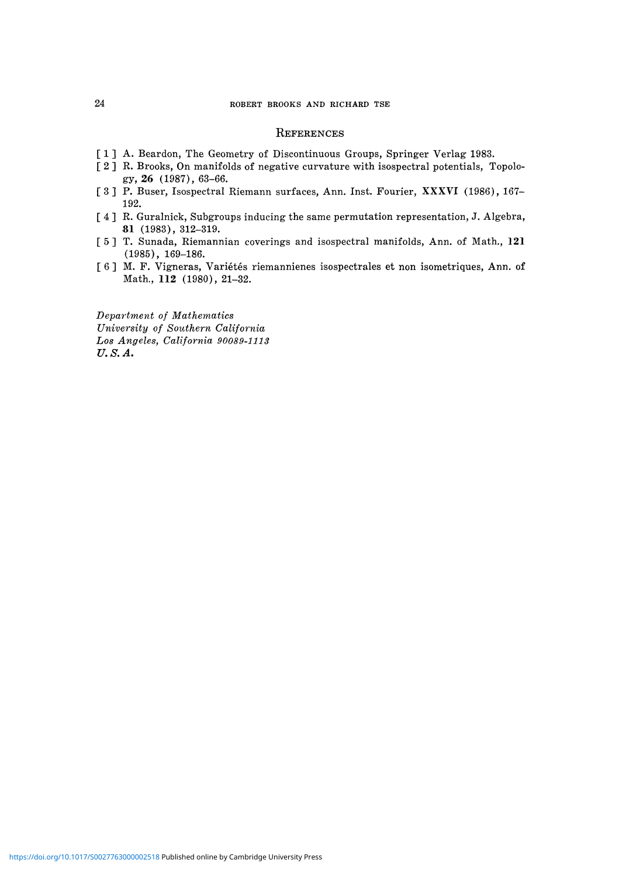## References

[1] A. Beardon, The Geometry of Discontinuous Groups, Springer Verlag 1983.

[2] R. Brooks, On manifolds of negative curvature with isospectral potentials, Topology, **26** (1987), 63–66.

[3] P. Buser, Isospectral Riemann surfaces, Ann. Inst. Fourier, **XXXVI** (1986), 167–192.

[4] R. Guralnick, Subgroups inducing the same permutation representation, J. Algebra, **81** (1983), 312–319.

[5] T. Sunada, Riemannian coverings and isospectral manifolds, Ann. of Math., **121** (1985), 169–186.

[6] M. F. Vigneras, Variétés riemannienes isospectrales et non isometriques, Ann. of Math., **112** (1980), 21–32.

*Department of Mathematics*
*University of Southern California*
*Los Angeles, California 90089-1113*
*U. S. A.*